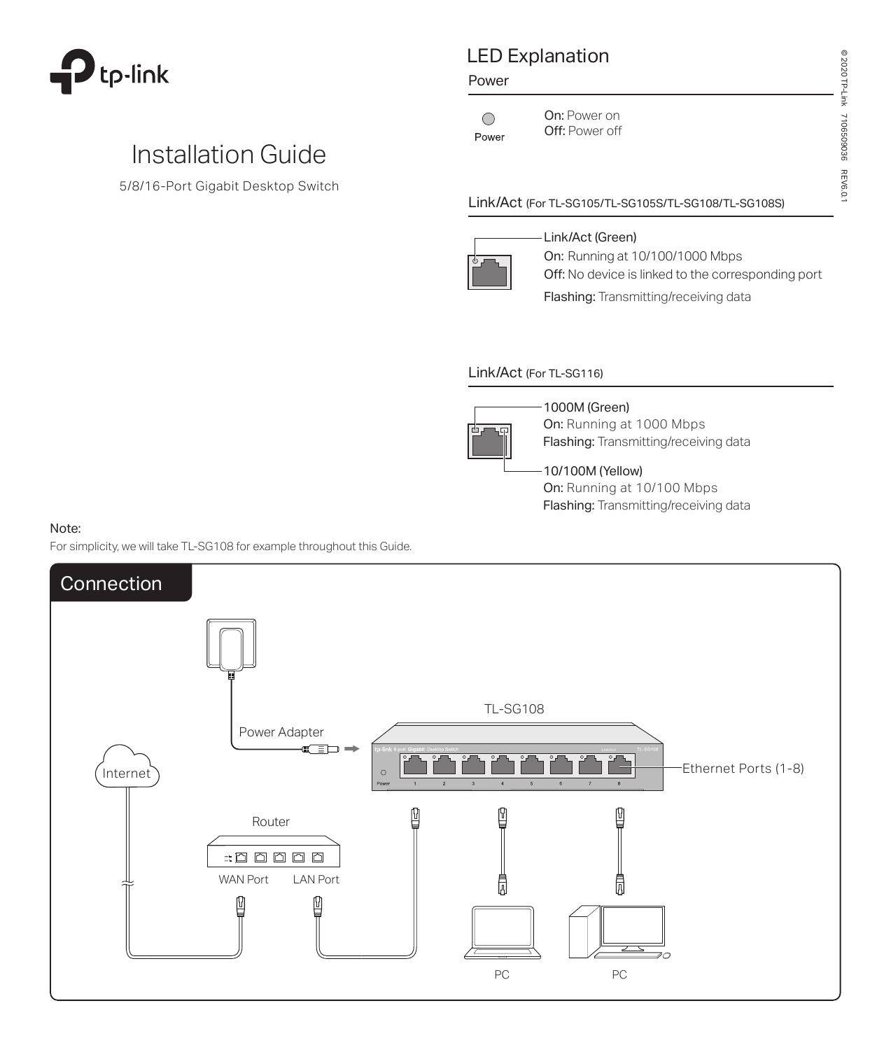tp-link

# Installation Guide

5/8/16-Port Gigabit Desktop Switch

## LED Explanation

### Power

Power

**On:** Power on
**Off:** Power off

### Link/Act (For TL-SG105/TL-SG105S/TL-SG108/TL-SG108S)

Link/Act (Green)

**On:** Running at 10/100/1000 Mbps
**Off:** No device is linked to the corresponding port
**Flashing:** Transmitting/receiving data

### Link/Act (For TL-SG116)

1000M (Green)

**On:** Running at 1000 Mbps
**Flashing:** Transmitting/receiving data

10/100M (Yellow)

**On:** Running at 10/100 Mbps
**Flashing:** Transmitting/receiving data

**Note:**
For simplicity, we will take TL-SG108 for example throughout this Guide.

## Connection

Power Adapter

TL-SG108

Ethernet Ports (1-8)

Internet

Router

WAN Port LAN Port

PC PC

© 2020 TP-Link 7106509036 REV6.0.1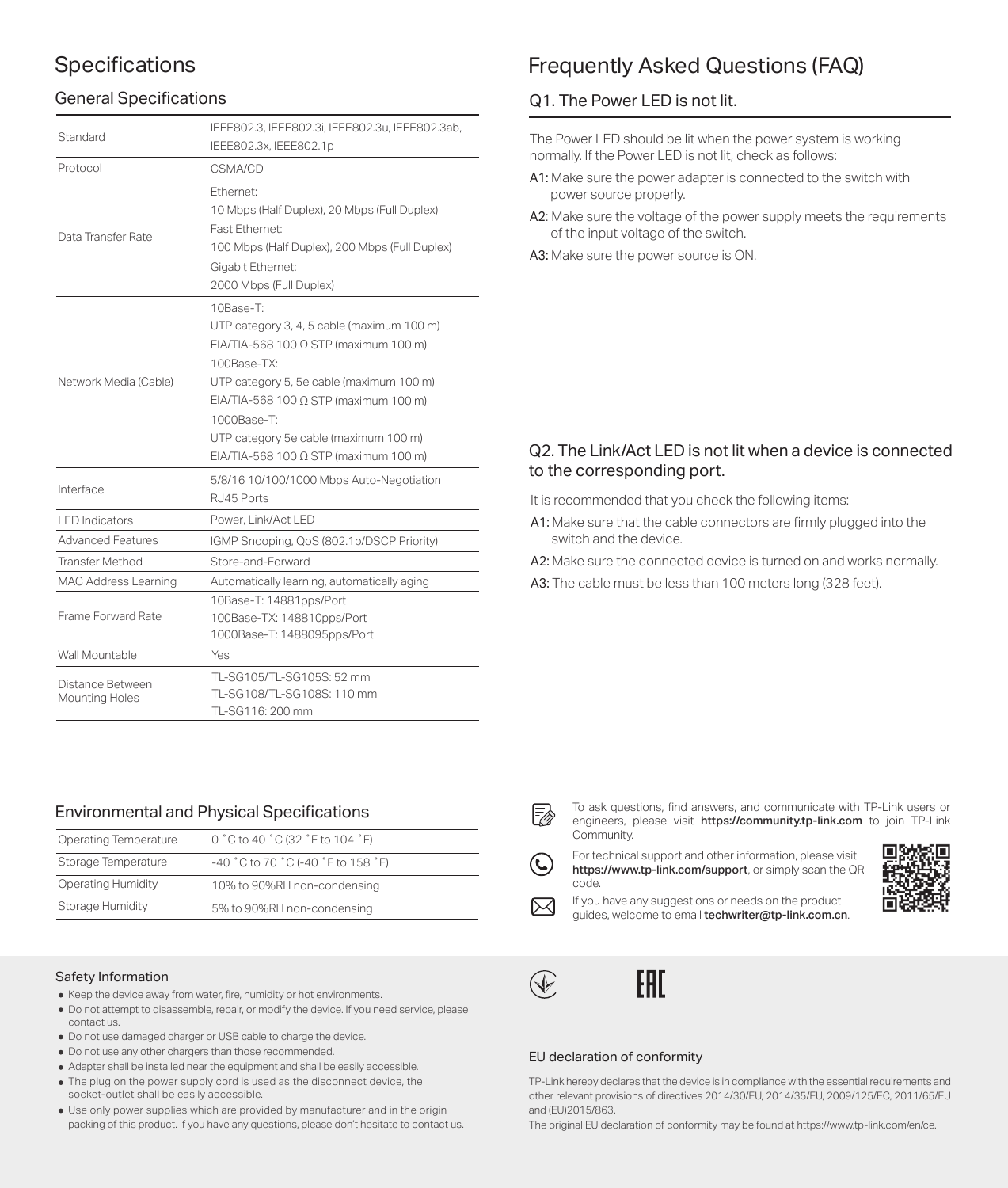# Specifications

## General Specifications

| | |
|---|---|
| Standard | IEEE802.3, IEEE802.3i, IEEE802.3u, IEEE802.3ab, IEEE802.3x, IEEE802.1p |
| Protocol | CSMA/CD |
| Data Transfer Rate | Ethernet:<br>10 Mbps (Half Duplex), 20 Mbps (Full Duplex)<br>Fast Ethernet:<br>100 Mbps (Half Duplex), 200 Mbps (Full Duplex)<br>Gigabit Ethernet:<br>2000 Mbps (Full Duplex) |
| Network Media (Cable) | 10Base-T:<br>UTP category 3, 4, 5 cable (maximum 100 m)<br>EIA/TIA-568 100 Ω STP (maximum 100 m)<br>100Base-TX:<br>UTP category 5, 5e cable (maximum 100 m)<br>EIA/TIA-568 100 Ω STP (maximum 100 m)<br>1000Base-T:<br>UTP category 5e cable (maximum 100 m)<br>EIA/TIA-568 100 Ω STP (maximum 100 m) |
| Interface | 5/8/16 10/100/1000 Mbps Auto-Negotiation RJ45 Ports |
| LED Indicators | Power, Link/Act LED |
| Advanced Features | IGMP Snooping, QoS (802.1p/DSCP Priority) |
| Transfer Method | Store-and-Forward |
| MAC Address Learning | Automatically learning, automatically aging |
| Frame Forward Rate | 10Base-T: 14881pps/Port<br>100Base-TX: 148810pps/Port<br>1000Base-T: 1488095pps/Port |
| Wall Mountable | Yes |
| Distance Between Mounting Holes | TL-SG105/TL-SG105S: 52 mm<br>TL-SG108/TL-SG108S: 110 mm<br>TL-SG116: 200 mm |

## Environmental and Physical Specifications

| | |
|---|---|
| Operating Temperature | 0 ˚C to 40 ˚C (32 ˚F to 104 ˚F) |
| Storage Temperature | -40 ˚C to 70 ˚C (-40 ˚F to 158 ˚F) |
| Operating Humidity | 10% to 90%RH non-condensing |
| Storage Humidity | 5% to 90%RH non-condensing |

# Frequently Asked Questions (FAQ)

## Q1. The Power LED is not lit.

The Power LED should be lit when the power system is working normally. If the Power LED is not lit, check as follows:

**A1:** Make sure the power adapter is connected to the switch with power source properly.

**A2**: Make sure the voltage of the power supply meets the requirements of the input voltage of the switch.

**A3:** Make sure the power source is ON.

## Q2. The Link/Act LED is not lit when a device is connected to the corresponding port.

It is recommended that you check the following items:

**A1:** Make sure that the cable connectors are firmly plugged into the switch and the device.

**A2:** Make sure the connected device is turned on and works normally.

**A3:** The cable must be less than 100 meters long (328 feet).

To ask questions, find answers, and communicate with TP-Link users or engineers, please visit **https://community.tp-link.com** to join TP-Link Community.

For technical support and other information, please visit **https://www.tp-link.com/support**, or simply scan the QR code.

If you have any suggestions or needs on the product guides, welcome to email **techwriter@tp-link.com.cn**.

### Safety Information

- Keep the device away from water, fire, humidity or hot environments.
- Do not attempt to disassemble, repair, or modify the device. If you need service, please contact us.
- Do not use damaged charger or USB cable to charge the device.
- Do not use any other chargers than those recommended.
- Adapter shall be installed near the equipment and shall be easily accessible.
- The plug on the power supply cord is used as the disconnect device, the socket-outlet shall be easily accessible.
- Use only power supplies which are provided by manufacturer and in the origin packing of this product. If you have any questions, please don't hesitate to contact us.

EAC

### EU declaration of conformity

TP-Link hereby declares that the device is in compliance with the essential requirements and other relevant provisions of directives 2014/30/EU, 2014/35/EU, 2009/125/EC, 2011/65/EU and (EU)2015/863.

The original EU declaration of conformity may be found at https://www.tp-link.com/en/ce.